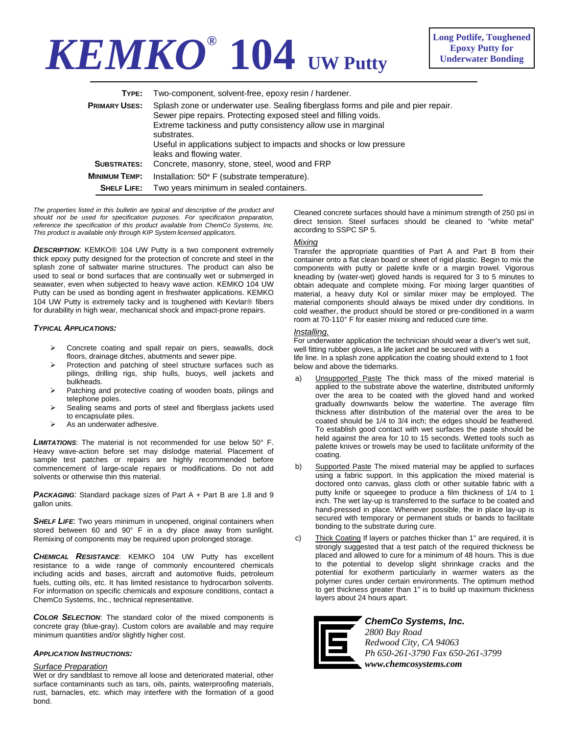# KEMKO® 104 UW Putty

**Long Potlife, Toughened Epoxy Putty for Underwater Bonding**

| | |
|---|---|
| **TYPE:** | Two-component, solvent-free, epoxy resin / hardener. |
| **PRIMARY USES:** | Splash zone or underwater use. Sealing fiberglass forms and pile and pier repair. Sewer pipe repairs. Protecting exposed steel and filling voids. Extreme tackiness and putty consistency allow use in marginal substrates. Useful in applications subject to impacts and shocks or low pressure leaks and flowing water. |
| **SUBSTRATES:** | Concrete, masonry, stone, steel, wood and FRP |
| **MINIMUM TEMP:** | Installation: 50° F (substrate temperature). |
| **SHELF LIFE:** | Two years minimum in sealed containers. |

*The properties listed in this bulletin are typical and descriptive of the product and should not be used for specification purposes. For specification preparation, reference the specification of this product available from ChemCo Systems, Inc. This product is available only through KIP System licensed applicators.*

***DESCRIPTION***: KEMKO® 104 UW Putty is a two component extremely thick epoxy putty designed for the protection of concrete and steel in the splash zone of saltwater marine structures. The product can also be used to seal or bond surfaces that are continually wet or submerged in seawater, even when subjected to heavy wave action. KEMKO 104 UW Putty can be used as bonding agent in freshwater applications. KEMKO 104 UW Putty is extremely tacky and is toughened with Kevlar® fibers for durability in high wear, mechanical shock and impact-prone repairs.

***TYPICAL APPLICATIONS:***

- Concrete coating and spall repair on piers, seawalls, dock floors, drainage ditches, abutments and sewer pipe.
- Protection and patching of steel structure surfaces such as pilings, drilling rigs, ship hulls, buoys, well jackets and bulkheads.
- Patching and protective coating of wooden boats, pilings and telephone poles.
- Sealing seams and ports of steel and fiberglass jackets used to encapsulate piles.
- As an underwater adhesive.

***LIMITATIONS***: The material is not recommended for use below 50° F. Heavy wave-action before set may dislodge material. Placement of sample test patches or repairs are highly recommended before commencement of large-scale repairs or modifications. Do not add solvents or otherwise thin this material.

***PACKAGING***: Standard package sizes of Part A + Part B are 1.8 and 9 gallon units.

***SHELF LIFE***: Two years minimum in unopened, original containers when stored between 60 and 90° F in a dry place away from sunlight. Remixing of components may be required upon prolonged storage.

***CHEMICAL RESISTANCE***: KEMKO 104 UW Putty has excellent resistance to a wide range of commonly encountered chemicals including acids and bases, aircraft and automotive fluids, petroleum fuels, cutting oils, etc. It has limited resistance to hydrocarbon solvents. For information on specific chemicals and exposure conditions, contact a ChemCo Systems, Inc., technical representative.

***COLOR SELECTION***: The standard color of the mixed components is concrete gray (blue-gray). Custom colors are available and may require minimum quantities and/or slightly higher cost.

***APPLICATION INSTRUCTIONS:***

*Surface Preparation*

Wet or dry sandblast to remove all loose and deteriorated material, other surface contaminants such as tars, oils, paints, waterproofing materials, rust, barnacles, etc. which may interfere with the formation of a good bond.

Cleaned concrete surfaces should have a minimum strength of 250 psi in direct tension. Steel surfaces should be cleaned to "white metal" according to SSPC SP 5.

*Mixing*

Transfer the appropriate quantities of Part A and Part B from their container onto a flat clean board or sheet of rigid plastic. Begin to mix the components with putty or palette knife or a margin trowel. Vigorous kneading by (water-wet) gloved hands is required for 3 to 5 minutes to obtain adequate and complete mixing. For mixing larger quantities of material, a heavy duty Kol or similar mixer may be employed. The material components should always be mixed under dry conditions. In cold weather, the product should be stored or pre-conditioned in a warm room at 70-110° F for easier mixing and reduced cure time.

*Installing.*

For underwater application the technician should wear a diver's wet suit, well fitting rubber gloves, a life jacket and be secured with a life line. In a splash zone application the coating should extend to 1 foot below and above the tidemarks.

a) Unsupported Paste The thick mass of the mixed material is applied to the substrate above the waterline, distributed uniformly over the area to be coated with the gloved hand and worked gradually downwards below the waterline. The average film thickness after distribution of the material over the area to be coated should be 1/4 to 3/4 inch; the edges should be feathered. To establish good contact with wet surfaces the paste should be held against the area for 10 to 15 seconds. Wetted tools such as palette knives or trowels may be used to facilitate uniformity of the coating.

b) Supported Paste The mixed material may be applied to surfaces using a fabric support. In this application the mixed material is doctored onto canvas, glass cloth or other suitable fabric with a putty knife or squeegee to produce a film thickness of 1/4 to 1 inch. The wet lay-up is transferred to the surface to be coated and hand-pressed in place. Whenever possible, the in place lay-up is secured with temporary or permanent studs or bands to facilitate bonding to the substrate during cure.

c) Thick Coating If layers or patches thicker than 1" are required, it is strongly suggested that a test patch of the required thickness be placed and allowed to cure for a minimum of 48 hours. This is due to the potential to develop slight shrinkage cracks and the potential for exotherm particularly in warmer waters as the polymer cures under certain environments. The optimum method to get thickness greater than 1" is to build up maximum thickness layers about 24 hours apart.

***ChemCo Systems, Inc.***
*2800 Bay Road*
*Redwood City, CA 94063*
*Ph 650-261-3790 Fax 650-261-3799*
***www.chemcosystems.com***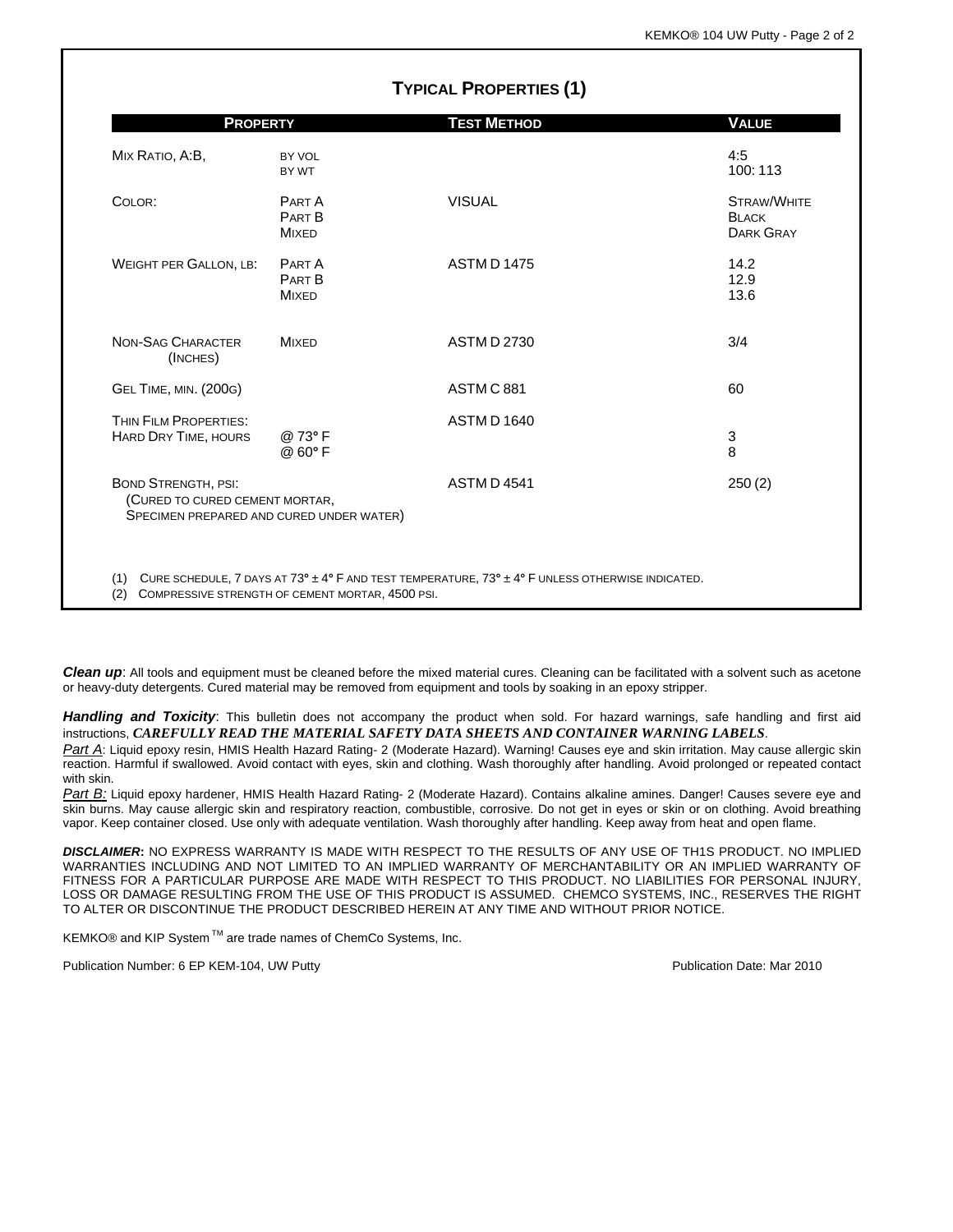## TYPICAL PROPERTIES (1)

| PROPERTY | | TEST METHOD | VALUE |
|---|---|---|---|
| MIX RATIO, A:B, | BY VOL<br>BY WT | | 4:5<br>100: 113 |
| COLOR: | PART A<br>PART B<br>MIXED | VISUAL | STRAW/WHITE<br>BLACK<br>DARK GRAY |
| WEIGHT PER GALLON, LB: | PART A<br>PART B<br>MIXED | ASTM D 1475 | 14.2<br>12.9<br>13.6 |
| NON-SAG CHARACTER (INCHES) | MIXED | ASTM D 2730 | 3/4 |
| GEL TIME, MIN. (200G) | | ASTM C 881 | 60 |
| THIN FILM PROPERTIES:<br>HARD DRY TIME, HOURS | <br>@ 73° F<br>@ 60° F | ASTM D 1640 | <br>3<br>8 |
| BOND STRENGTH, PSI:<br>(CURED TO CURED CEMENT MORTAR, SPECIMEN PREPARED AND CURED UNDER WATER) | | ASTM D 4541 | 250 (2) |

(1) CURE SCHEDULE, 7 DAYS AT 73° ± 4° F AND TEST TEMPERATURE, 73° ± 4° F UNLESS OTHERWISE INDICATED.
(2) COMPRESSIVE STRENGTH OF CEMENT MORTAR, 4500 PSI.

***Clean up***: All tools and equipment must be cleaned before the mixed material cures. Cleaning can be facilitated with a solvent such as acetone or heavy-duty detergents. Cured material may be removed from equipment and tools by soaking in an epoxy stripper.

***Handling and Toxicity***: This bulletin does not accompany the product when sold. For hazard warnings, safe handling and first aid instructions, ***CAREFULLY READ THE MATERIAL SAFETY DATA SHEETS AND CONTAINER WARNING LABELS***.

*Part A*: Liquid epoxy resin, HMIS Health Hazard Rating- 2 (Moderate Hazard). Warning! Causes eye and skin irritation. May cause allergic skin reaction. Harmful if swallowed. Avoid contact with eyes, skin and clothing. Wash thoroughly after handling. Avoid prolonged or repeated contact with skin.

*Part B:* Liquid epoxy hardener, HMIS Health Hazard Rating- 2 (Moderate Hazard). Contains alkaline amines. Danger! Causes severe eye and skin burns. May cause allergic skin and respiratory reaction, combustible, corrosive. Do not get in eyes or skin or on clothing. Avoid breathing vapor. Keep container closed. Use only with adequate ventilation. Wash thoroughly after handling. Keep away from heat and open flame.

***DISCLAIMER***: NO EXPRESS WARRANTY IS MADE WITH RESPECT TO THE RESULTS OF ANY USE OF TH1S PRODUCT. NO IMPLIED WARRANTIES INCLUDING AND NOT LIMITED TO AN IMPLIED WARRANTY OF MERCHANTABILITY OR AN IMPLIED WARRANTY OF FITNESS FOR A PARTICULAR PURPOSE ARE MADE WITH RESPECT TO THIS PRODUCT. NO LIABILITIES FOR PERSONAL INJURY, LOSS OR DAMAGE RESULTING FROM THE USE OF THIS PRODUCT IS ASSUMED. CHEMCO SYSTEMS, INC., RESERVES THE RIGHT TO ALTER OR DISCONTINUE THE PRODUCT DESCRIBED HEREIN AT ANY TIME AND WITHOUT PRIOR NOTICE.

KEMKO® and KIP System™ are trade names of ChemCo Systems, Inc.

Publication Number: 6 EP KEM-104, UW Putty

Publication Date: Mar 2010